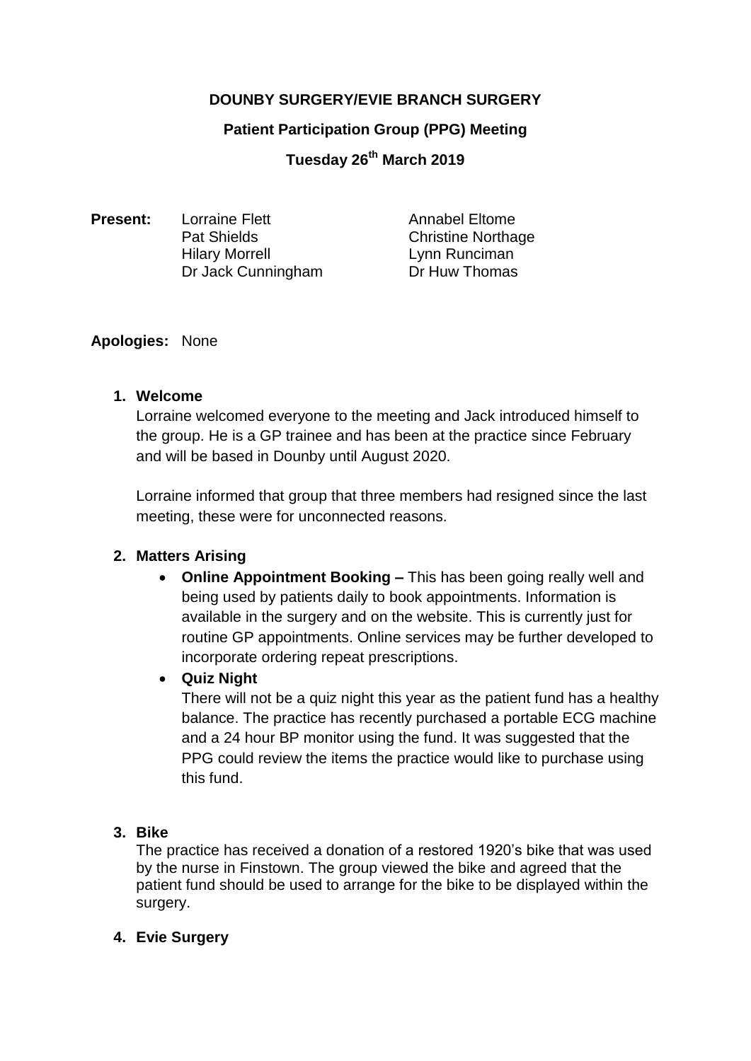# DOUNBY SURGERY/EVIE BRANCH SURGERY

## Patient Participation Group (PPG) Meeting

## Tuesday 26th March 2019

**Present:**

| | |
|---|---|
| Lorraine Flett | Annabel Eltome |
| Pat Shields | Christine Northage |
| Hilary Morrell | Lynn Runciman |
| Dr Jack Cunningham | Dr Huw Thomas |

**Apologies:** None

1. **Welcome**

   Lorraine welcomed everyone to the meeting and Jack introduced himself to the group. He is a GP trainee and has been at the practice since February and will be based in Dounby until August 2020.

   Lorraine informed that group that three members had resigned since the last meeting, these were for unconnected reasons.

2. **Matters Arising**

   - **Online Appointment Booking –** This has been going really well and being used by patients daily to book appointments. Information is available in the surgery and on the website. This is currently just for routine GP appointments. Online services may be further developed to incorporate ordering repeat prescriptions.
   - **Quiz Night**

     There will not be a quiz night this year as the patient fund has a healthy balance. The practice has recently purchased a portable ECG machine and a 24 hour BP monitor using the fund. It was suggested that the PPG could review the items the practice would like to purchase using this fund.

3. **Bike**

   The practice has received a donation of a restored 1920's bike that was used by the nurse in Finstown. The group viewed the bike and agreed that the patient fund should be used to arrange for the bike to be displayed within the surgery.

4. **Evie Surgery**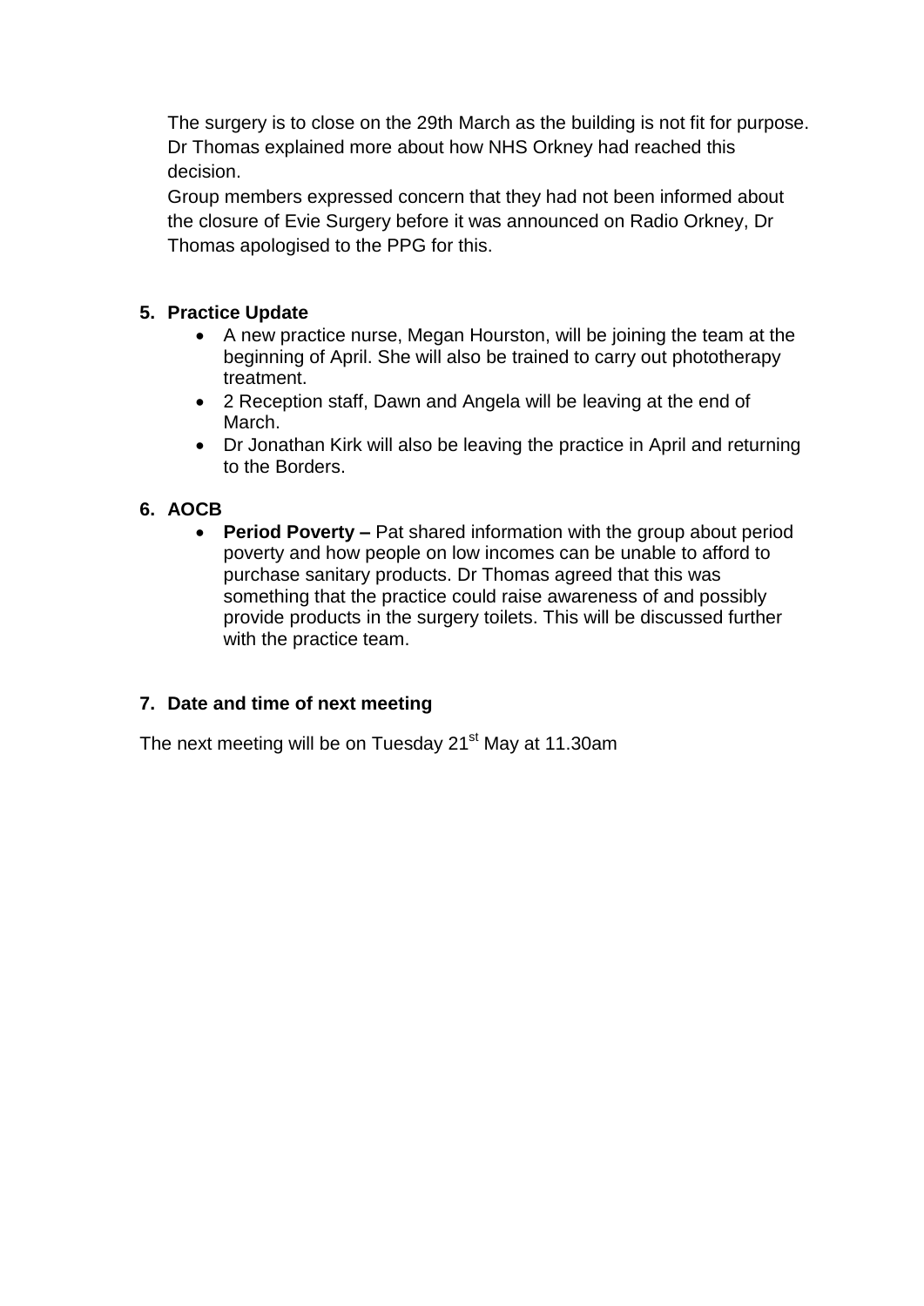The surgery is to close on the 29th March as the building is not fit for purpose. Dr Thomas explained more about how NHS Orkney had reached this decision.
Group members expressed concern that they had not been informed about the closure of Evie Surgery before it was announced on Radio Orkney, Dr Thomas apologised to the PPG for this.

**5. Practice Update**

- A new practice nurse, Megan Hourston, will be joining the team at the beginning of April. She will also be trained to carry out phototherapy treatment.
- 2 Reception staff, Dawn and Angela will be leaving at the end of March.
- Dr Jonathan Kirk will also be leaving the practice in April and returning to the Borders.

**6. AOCB**

- **Period Poverty –** Pat shared information with the group about period poverty and how people on low incomes can be unable to afford to purchase sanitary products. Dr Thomas agreed that this was something that the practice could raise awareness of and possibly provide products in the surgery toilets. This will be discussed further with the practice team.

**7. Date and time of next meeting**

The next meeting will be on Tuesday 21st May at 11.30am